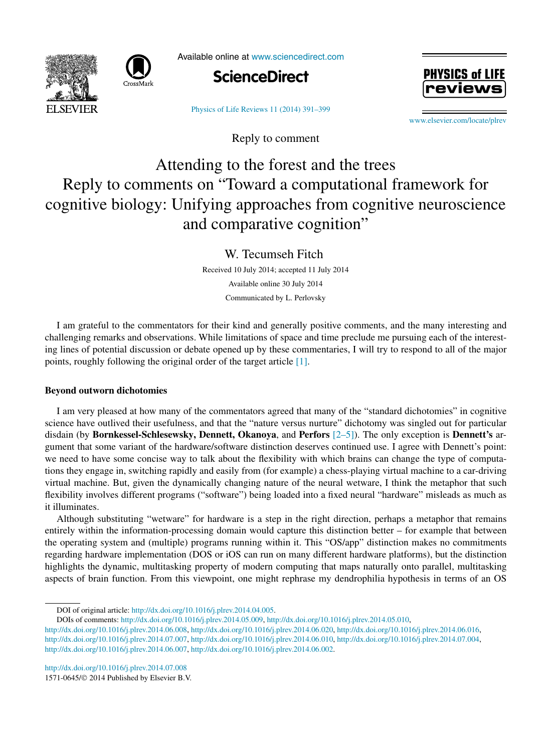Reply to comment

# Attending to the forest and the trees
## Reply to comments on "Toward a computational framework for cognitive biology: Unifying approaches from cognitive neuroscience and comparative cognition"

W. Tecumseh Fitch

Received 10 July 2014; accepted 11 July 2014

Available online 30 July 2014

Communicated by L. Perlovsky

I am grateful to the commentators for their kind and generally positive comments, and the many interesting and challenging remarks and observations. While limitations of space and time preclude me pursuing each of the interesting lines of potential discussion or debate opened up by these commentaries, I will try to respond to all of the major points, roughly following the original order of the target article [1].

### Beyond outworn dichotomies

I am very pleased at how many of the commentators agreed that many of the "standard dichotomies" in cognitive science have outlived their usefulness, and that the "nature versus nurture" dichotomy was singled out for particular disdain (by **Bornkessel-Schlesewsky, Dennett, Okanoya**, and **Perfors** [2–5]). The only exception is **Dennett's** argument that some variant of the hardware/software distinction deserves continued use. I agree with Dennett's point: we need to have some concise way to talk about the flexibility with which brains can change the type of computations they engage in, switching rapidly and easily from (for example) a chess-playing virtual machine to a car-driving virtual machine. But, given the dynamically changing nature of the neural wetware, I think the metaphor that such flexibility involves different programs ("software") being loaded into a fixed neural "hardware" misleads as much as it illuminates.

Although substituting "wetware" for hardware is a step in the right direction, perhaps a metaphor that remains entirely within the information-processing domain would capture this distinction better – for example that between the operating system and (multiple) programs running within it. This "OS/app" distinction makes no commitments regarding hardware implementation (DOS or iOS can run on many different hardware platforms), but the distinction highlights the dynamic, multitasking property of modern computing that maps naturally onto parallel, multitasking aspects of brain function. From this viewpoint, one might rephrase my dendrophilia hypothesis in terms of an OS

DOI of original article: http://dx.doi.org/10.1016/j.plrev.2014.04.005.

DOIs of comments: http://dx.doi.org/10.1016/j.plrev.2014.05.009, http://dx.doi.org/10.1016/j.plrev.2014.05.010, http://dx.doi.org/10.1016/j.plrev.2014.06.008, http://dx.doi.org/10.1016/j.plrev.2014.06.020, http://dx.doi.org/10.1016/j.plrev.2014.06.016, http://dx.doi.org/10.1016/j.plrev.2014.07.007, http://dx.doi.org/10.1016/j.plrev.2014.06.010, http://dx.doi.org/10.1016/j.plrev.2014.07.004, http://dx.doi.org/10.1016/j.plrev.2014.06.007, http://dx.doi.org/10.1016/j.plrev.2014.06.002.

http://dx.doi.org/10.1016/j.plrev.2014.07.008
1571-0645/© 2014 Published by Elsevier B.V.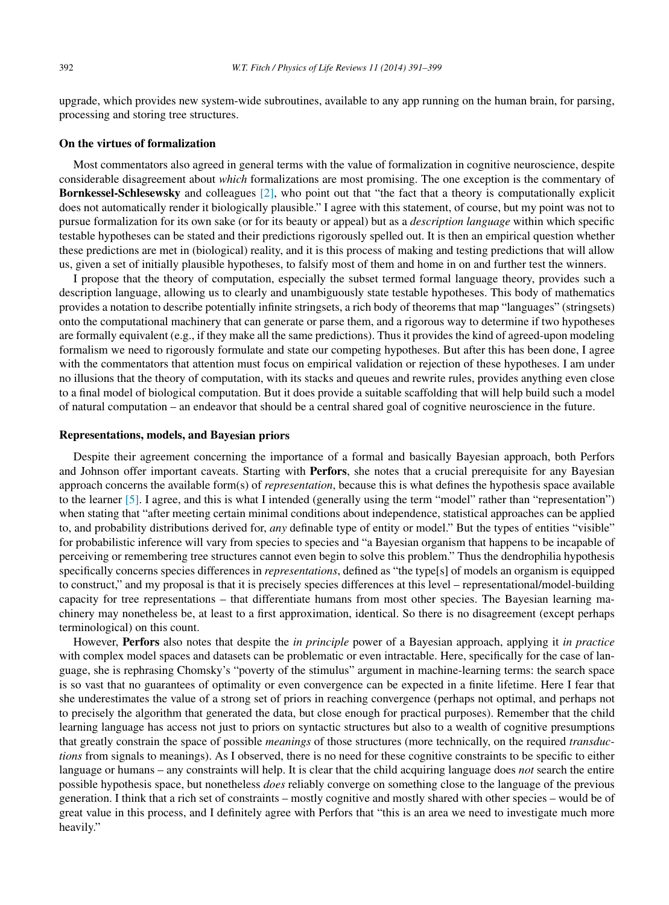upgrade, which provides new system-wide subroutines, available to any app running on the human brain, for parsing, processing and storing tree structures.

## On the virtues of formalization

Most commentators also agreed in general terms with the value of formalization in cognitive neuroscience, despite considerable disagreement about *which* formalizations are most promising. The one exception is the commentary of **Bornkessel-Schlesewsky** and colleagues [2], who point out that "the fact that a theory is computationally explicit does not automatically render it biologically plausible." I agree with this statement, of course, but my point was not to pursue formalization for its own sake (or for its beauty or appeal) but as a *description language* within which specific testable hypotheses can be stated and their predictions rigorously spelled out. It is then an empirical question whether these predictions are met in (biological) reality, and it is this process of making and testing predictions that will allow us, given a set of initially plausible hypotheses, to falsify most of them and home in on and further test the winners.

I propose that the theory of computation, especially the subset termed formal language theory, provides such a description language, allowing us to clearly and unambiguously state testable hypotheses. This body of mathematics provides a notation to describe potentially infinite stringsets, a rich body of theorems that map "languages" (stringsets) onto the computational machinery that can generate or parse them, and a rigorous way to determine if two hypotheses are formally equivalent (e.g., if they make all the same predictions). Thus it provides the kind of agreed-upon modeling formalism we need to rigorously formulate and state our competing hypotheses. But after this has been done, I agree with the commentators that attention must focus on empirical validation or rejection of these hypotheses. I am under no illusions that the theory of computation, with its stacks and queues and rewrite rules, provides anything even close to a final model of biological computation. But it does provide a suitable scaffolding that will help build such a model of natural computation – an endeavor that should be a central shared goal of cognitive neuroscience in the future.

## Representations, models, and Bayesian priors

Despite their agreement concerning the importance of a formal and basically Bayesian approach, both Perfors and Johnson offer important caveats. Starting with **Perfors**, she notes that a crucial prerequisite for any Bayesian approach concerns the available form(s) of *representation*, because this is what defines the hypothesis space available to the learner [5]. I agree, and this is what I intended (generally using the term "model" rather than "representation") when stating that "after meeting certain minimal conditions about independence, statistical approaches can be applied to, and probability distributions derived for, *any* definable type of entity or model." But the types of entities "visible" for probabilistic inference will vary from species to species and "a Bayesian organism that happens to be incapable of perceiving or remembering tree structures cannot even begin to solve this problem." Thus the dendrophilia hypothesis specifically concerns species differences in *representations*, defined as "the type[s] of models an organism is equipped to construct," and my proposal is that it is precisely species differences at this level – representational/model-building capacity for tree representations – that differentiate humans from most other species. The Bayesian learning machinery may nonetheless be, at least to a first approximation, identical. So there is no disagreement (except perhaps terminological) on this count.

However, **Perfors** also notes that despite the *in principle* power of a Bayesian approach, applying it *in practice* with complex model spaces and datasets can be problematic or even intractable. Here, specifically for the case of language, she is rephrasing Chomsky's "poverty of the stimulus" argument in machine-learning terms: the search space is so vast that no guarantees of optimality or even convergence can be expected in a finite lifetime. Here I fear that she underestimates the value of a strong set of priors in reaching convergence (perhaps not optimal, and perhaps not to precisely the algorithm that generated the data, but close enough for practical purposes). Remember that the child learning language has access not just to priors on syntactic structures but also to a wealth of cognitive presumptions that greatly constrain the space of possible *meanings* of those structures (more technically, on the required *transductions* from signals to meanings). As I observed, there is no need for these cognitive constraints to be specific to either language or humans – any constraints will help. It is clear that the child acquiring language does *not* search the entire possible hypothesis space, but nonetheless *does* reliably converge on something close to the language of the previous generation. I think that a rich set of constraints – mostly cognitive and mostly shared with other species – would be of great value in this process, and I definitely agree with Perfors that "this is an area we need to investigate much more heavily."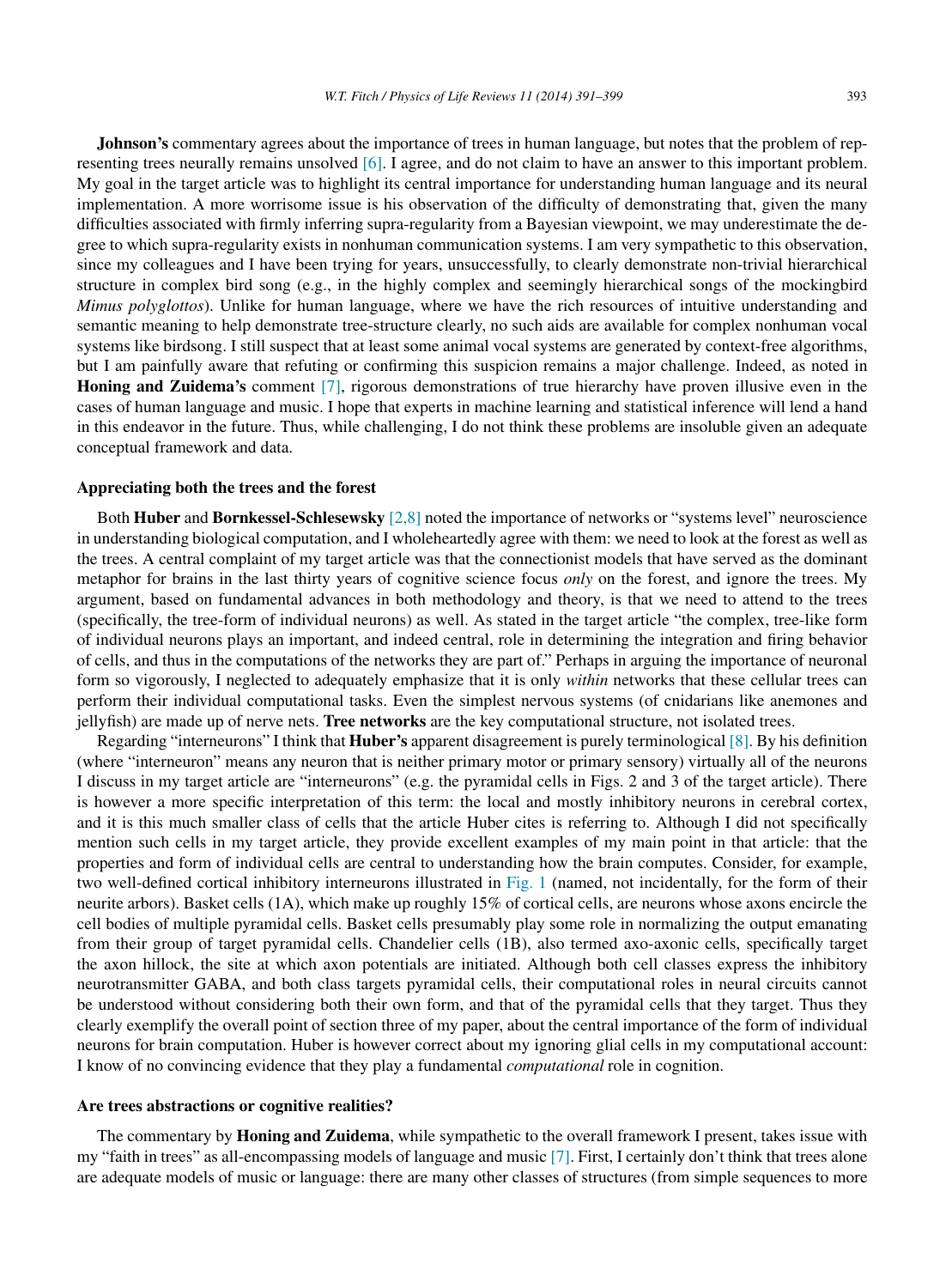**Johnson's** commentary agrees about the importance of trees in human language, but notes that the problem of representing trees neurally remains unsolved [6]. I agree, and do not claim to have an answer to this important problem. My goal in the target article was to highlight its central importance for understanding human language and its neural implementation. A more worrisome issue is his observation of the difficulty of demonstrating that, given the many difficulties associated with firmly inferring supra-regularity from a Bayesian viewpoint, we may underestimate the degree to which supra-regularity exists in nonhuman communication systems. I am very sympathetic to this observation, since my colleagues and I have been trying for years, unsuccessfully, to clearly demonstrate non-trivial hierarchical structure in complex bird song (e.g., in the highly complex and seemingly hierarchical songs of the mockingbird *Mimus polyglottos*). Unlike for human language, where we have the rich resources of intuitive understanding and semantic meaning to help demonstrate tree-structure clearly, no such aids are available for complex nonhuman vocal systems like birdsong. I still suspect that at least some animal vocal systems are generated by context-free algorithms, but I am painfully aware that refuting or confirming this suspicion remains a major challenge. Indeed, as noted in **Honing and Zuidema's** comment [7], rigorous demonstrations of true hierarchy have proven illusive even in the cases of human language and music. I hope that experts in machine learning and statistical inference will lend a hand in this endeavor in the future. Thus, while challenging, I do not think these problems are insoluble given an adequate conceptual framework and data.

## Appreciating both the trees and the forest

Both **Huber** and **Bornkessel-Schlesewsky** [2,8] noted the importance of networks or "systems level" neuroscience in understanding biological computation, and I wholeheartedly agree with them: we need to look at the forest as well as the trees. A central complaint of my target article was that the connectionist models that have served as the dominant metaphor for brains in the last thirty years of cognitive science focus *only* on the forest, and ignore the trees. My argument, based on fundamental advances in both methodology and theory, is that we need to attend to the trees (specifically, the tree-form of individual neurons) as well. As stated in the target article "the complex, tree-like form of individual neurons plays an important, and indeed central, role in determining the integration and firing behavior of cells, and thus in the computations of the networks they are part of." Perhaps in arguing the importance of neuronal form so vigorously, I neglected to adequately emphasize that it is only *within* networks that these cellular trees can perform their individual computational tasks. Even the simplest nervous systems (of cnidarians like anemones and jellyfish) are made up of nerve nets. **Tree networks** are the key computational structure, not isolated trees.

Regarding "interneurons" I think that **Huber's** apparent disagreement is purely terminological [8]. By his definition (where "interneuron" means any neuron that is neither primary motor or primary sensory) virtually all of the neurons I discuss in my target article are "interneurons" (e.g. the pyramidal cells in Figs. 2 and 3 of the target article). There is however a more specific interpretation of this term: the local and mostly inhibitory neurons in cerebral cortex, and it is this much smaller class of cells that the article Huber cites is referring to. Although I did not specifically mention such cells in my target article, they provide excellent examples of my main point in that article: that the properties and form of individual cells are central to understanding how the brain computes. Consider, for example, two well-defined cortical inhibitory interneurons illustrated in Fig. 1 (named, not incidentally, for the form of their neurite arbors). Basket cells (1A), which make up roughly 15% of cortical cells, are neurons whose axons encircle the cell bodies of multiple pyramidal cells. Basket cells presumably play some role in normalizing the output emanating from their group of target pyramidal cells. Chandelier cells (1B), also termed axo-axonic cells, specifically target the axon hillock, the site at which axon potentials are initiated. Although both cell classes express the inhibitory neurotransmitter GABA, and both class targets pyramidal cells, their computational roles in neural circuits cannot be understood without considering both their own form, and that of the pyramidal cells that they target. Thus they clearly exemplify the overall point of section three of my paper, about the central importance of the form of individual neurons for brain computation. Huber is however correct about my ignoring glial cells in my computational account: I know of no convincing evidence that they play a fundamental *computational* role in cognition.

## Are trees abstractions or cognitive realities?

The commentary by **Honing and Zuidema**, while sympathetic to the overall framework I present, takes issue with my "faith in trees" as all-encompassing models of language and music [7]. First, I certainly don't think that trees alone are adequate models of music or language: there are many other classes of structures (from simple sequences to more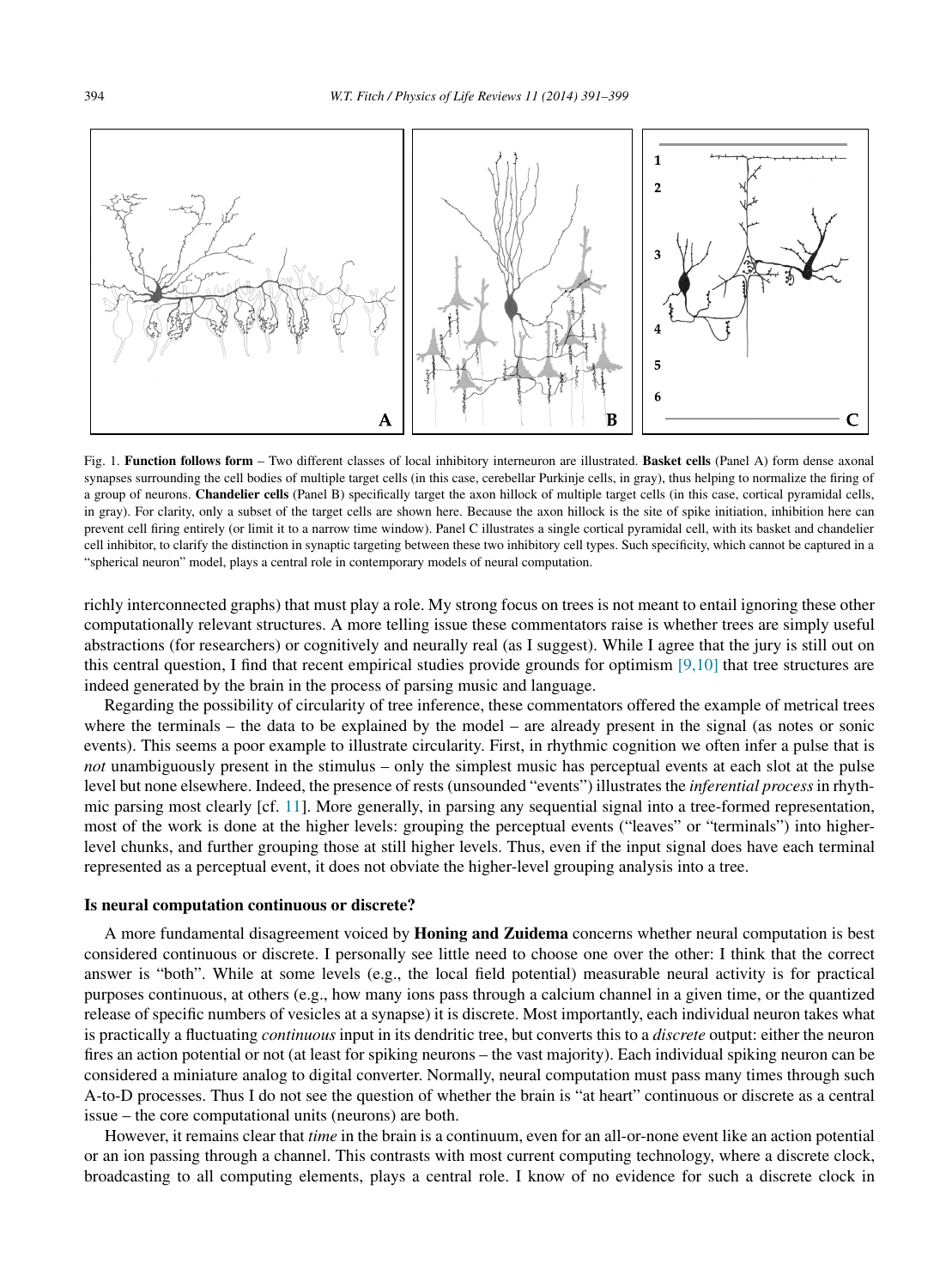Fig. 1. **Function follows form** – Two different classes of local inhibitory interneuron are illustrated. **Basket cells** (Panel A) form dense axonal synapses surrounding the cell bodies of multiple target cells (in this case, cerebellar Purkinje cells, in gray), thus helping to normalize the firing of a group of neurons. **Chandelier cells** (Panel B) specifically target the axon hillock of multiple target cells (in this case, cortical pyramidal cells, in gray). For clarity, only a subset of the target cells are shown here. Because the axon hillock is the site of spike initiation, inhibition here can prevent cell firing entirely (or limit it to a narrow time window). Panel C illustrates a single cortical pyramidal cell, with its basket and chandelier cell inhibitor, to clarify the distinction in synaptic targeting between these two inhibitory cell types. Such specificity, which cannot be captured in a "spherical neuron" model, plays a central role in contemporary models of neural computation.

richly interconnected graphs) that must play a role. My strong focus on trees is not meant to entail ignoring these other computationally relevant structures. A more telling issue these commentators raise is whether trees are simply useful abstractions (for researchers) or cognitively and neurally real (as I suggest). While I agree that the jury is still out on this central question, I find that recent empirical studies provide grounds for optimism [9,10] that tree structures are indeed generated by the brain in the process of parsing music and language.

Regarding the possibility of circularity of tree inference, these commentators offered the example of metrical trees where the terminals – the data to be explained by the model – are already present in the signal (as notes or sonic events). This seems a poor example to illustrate circularity. First, in rhythmic cognition we often infer a pulse that is *not* unambiguously present in the stimulus – only the simplest music has perceptual events at each slot at the pulse level but none elsewhere. Indeed, the presence of rests (unsounded "events") illustrates the *inferential process* in rhythmic parsing most clearly [cf. 11]. More generally, in parsing any sequential signal into a tree-formed representation, most of the work is done at the higher levels: grouping the perceptual events ("leaves" or "terminals") into higher-level chunks, and further grouping those at still higher levels. Thus, even if the input signal does have each terminal represented as a perceptual event, it does not obviate the higher-level grouping analysis into a tree.

## Is neural computation continuous or discrete?

A more fundamental disagreement voiced by **Honing and Zuidema** concerns whether neural computation is best considered continuous or discrete. I personally see little need to choose one over the other: I think that the correct answer is "both". While at some levels (e.g., the local field potential) measurable neural activity is for practical purposes continuous, at others (e.g., how many ions pass through a calcium channel in a given time, or the quantized release of specific numbers of vesicles at a synapse) it is discrete. Most importantly, each individual neuron takes what is practically a fluctuating *continuous* input in its dendritic tree, but converts this to a *discrete* output: either the neuron fires an action potential or not (at least for spiking neurons – the vast majority). Each individual spiking neuron can be considered a miniature analog to digital converter. Normally, neural computation must pass many times through such A-to-D processes. Thus I do not see the question of whether the brain is "at heart" continuous or discrete as a central issue – the core computational units (neurons) are both.

However, it remains clear that *time* in the brain is a continuum, even for an all-or-none event like an action potential or an ion passing through a channel. This contrasts with most current computing technology, where a discrete clock, broadcasting to all computing elements, plays a central role. I know of no evidence for such a discrete clock in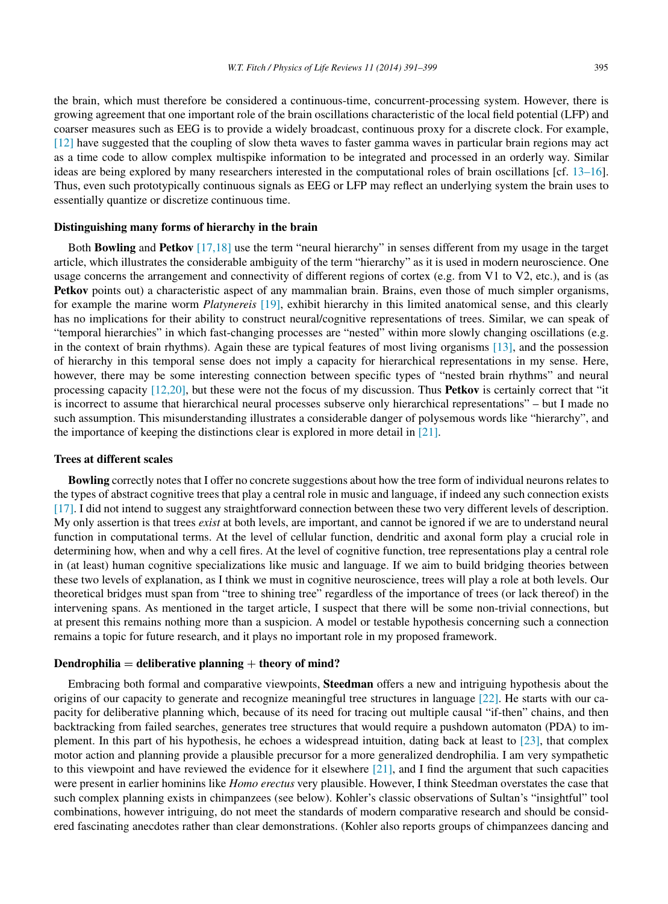the brain, which must therefore be considered a continuous-time, concurrent-processing system. However, there is growing agreement that one important role of the brain oscillations characteristic of the local field potential (LFP) and coarser measures such as EEG is to provide a widely broadcast, continuous proxy for a discrete clock. For example, [12] have suggested that the coupling of slow theta waves to faster gamma waves in particular brain regions may act as a time code to allow complex multispike information to be integrated and processed in an orderly way. Similar ideas are being explored by many researchers interested in the computational roles of brain oscillations [cf. 13–16]. Thus, even such prototypically continuous signals as EEG or LFP may reflect an underlying system the brain uses to essentially quantize or discretize continuous time.

### Distinguishing many forms of hierarchy in the brain

Both **Bowling** and **Petkov** [17,18] use the term "neural hierarchy" in senses different from my usage in the target article, which illustrates the considerable ambiguity of the term "hierarchy" as it is used in modern neuroscience. One usage concerns the arrangement and connectivity of different regions of cortex (e.g. from V1 to V2, etc.), and is (as **Petkov** points out) a characteristic aspect of any mammalian brain. Brains, even those of much simpler organisms, for example the marine worm *Platynereis* [19], exhibit hierarchy in this limited anatomical sense, and this clearly has no implications for their ability to construct neural/cognitive representations of trees. Similar, we can speak of "temporal hierarchies" in which fast-changing processes are "nested" within more slowly changing oscillations (e.g. in the context of brain rhythms). Again these are typical features of most living organisms [13], and the possession of hierarchy in this temporal sense does not imply a capacity for hierarchical representations in my sense. Here, however, there may be some interesting connection between specific types of "nested brain rhythms" and neural processing capacity [12,20], but these were not the focus of my discussion. Thus **Petkov** is certainly correct that "it is incorrect to assume that hierarchical neural processes subserve only hierarchical representations" – but I made no such assumption. This misunderstanding illustrates a considerable danger of polysemous words like "hierarchy", and the importance of keeping the distinctions clear is explored in more detail in [21].

### Trees at different scales

**Bowling** correctly notes that I offer no concrete suggestions about how the tree form of individual neurons relates to the types of abstract cognitive trees that play a central role in music and language, if indeed any such connection exists [17]. I did not intend to suggest any straightforward connection between these two very different levels of description. My only assertion is that trees *exist* at both levels, are important, and cannot be ignored if we are to understand neural function in computational terms. At the level of cellular function, dendritic and axonal form play a crucial role in determining how, when and why a cell fires. At the level of cognitive function, tree representations play a central role in (at least) human cognitive specializations like music and language. If we aim to build bridging theories between these two levels of explanation, as I think we must in cognitive neuroscience, trees will play a role at both levels. Our theoretical bridges must span from "tree to shining tree" regardless of the importance of trees (or lack thereof) in the intervening spans. As mentioned in the target article, I suspect that there will be some non-trivial connections, but at present this remains nothing more than a suspicion. A model or testable hypothesis concerning such a connection remains a topic for future research, and it plays no important role in my proposed framework.

### Dendrophilia = deliberative planning + theory of mind?

Embracing both formal and comparative viewpoints, **Steedman** offers a new and intriguing hypothesis about the origins of our capacity to generate and recognize meaningful tree structures in language [22]. He starts with our capacity for deliberative planning which, because of its need for tracing out multiple causal "if-then" chains, and then backtracking from failed searches, generates tree structures that would require a pushdown automaton (PDA) to implement. In this part of his hypothesis, he echoes a widespread intuition, dating back at least to [23], that complex motor action and planning provide a plausible precursor for a more generalized dendrophilia. I am very sympathetic to this viewpoint and have reviewed the evidence for it elsewhere [21], and I find the argument that such capacities were present in earlier hominins like *Homo erectus* very plausible. However, I think Steedman overstates the case that such complex planning exists in chimpanzees (see below). Kohler's classic observations of Sultan's "insightful" tool combinations, however intriguing, do not meet the standards of modern comparative research and should be considered fascinating anecdotes rather than clear demonstrations. (Kohler also reports groups of chimpanzees dancing and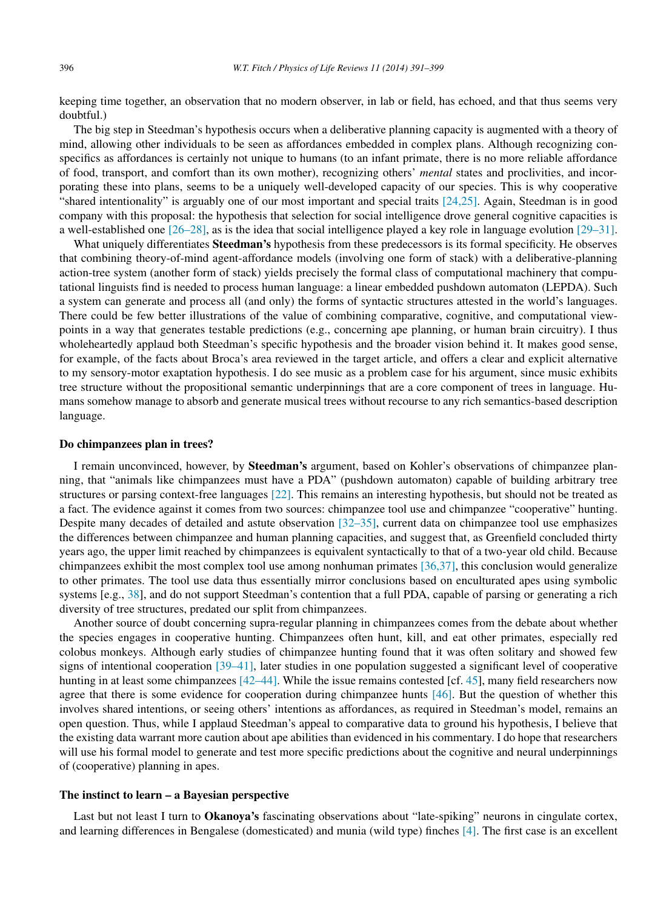keeping time together, an observation that no modern observer, in lab or field, has echoed, and that thus seems very doubtful.)

The big step in Steedman's hypothesis occurs when a deliberative planning capacity is augmented with a theory of mind, allowing other individuals to be seen as affordances embedded in complex plans. Although recognizing conspecifics as affordances is certainly not unique to humans (to an infant primate, there is no more reliable affordance of food, transport, and comfort than its own mother), recognizing others' *mental* states and proclivities, and incorporating these into plans, seems to be a uniquely well-developed capacity of our species. This is why cooperative "shared intentionality" is arguably one of our most important and special traits [24,25]. Again, Steedman is in good company with this proposal: the hypothesis that selection for social intelligence drove general cognitive capacities is a well-established one [26–28], as is the idea that social intelligence played a key role in language evolution [29–31].

What uniquely differentiates **Steedman's** hypothesis from these predecessors is its formal specificity. He observes that combining theory-of-mind agent-affordance models (involving one form of stack) with a deliberative-planning action-tree system (another form of stack) yields precisely the formal class of computational machinery that computational linguists find is needed to process human language: a linear embedded pushdown automaton (LEPDA). Such a system can generate and process all (and only) the forms of syntactic structures attested in the world's languages. There could be few better illustrations of the value of combining comparative, cognitive, and computational viewpoints in a way that generates testable predictions (e.g., concerning ape planning, or human brain circuitry). I thus wholeheartedly applaud both Steedman's specific hypothesis and the broader vision behind it. It makes good sense, for example, of the facts about Broca's area reviewed in the target article, and offers a clear and explicit alternative to my sensory-motor exaptation hypothesis. I do see music as a problem case for his argument, since music exhibits tree structure without the propositional semantic underpinnings that are a core component of trees in language. Humans somehow manage to absorb and generate musical trees without recourse to any rich semantics-based description language.

### Do chimpanzees plan in trees?

I remain unconvinced, however, by **Steedman's** argument, based on Kohler's observations of chimpanzee planning, that "animals like chimpanzees must have a PDA" (pushdown automaton) capable of building arbitrary tree structures or parsing context-free languages [22]. This remains an interesting hypothesis, but should not be treated as a fact. The evidence against it comes from two sources: chimpanzee tool use and chimpanzee "cooperative" hunting. Despite many decades of detailed and astute observation [32–35], current data on chimpanzee tool use emphasizes the differences between chimpanzee and human planning capacities, and suggest that, as Greenfield concluded thirty years ago, the upper limit reached by chimpanzees is equivalent syntactically to that of a two-year old child. Because chimpanzees exhibit the most complex tool use among nonhuman primates [36,37], this conclusion would generalize to other primates. The tool use data thus essentially mirror conclusions based on enculturated apes using symbolic systems [e.g., 38], and do not support Steedman's contention that a full PDA, capable of parsing or generating a rich diversity of tree structures, predated our split from chimpanzees.

Another source of doubt concerning supra-regular planning in chimpanzees comes from the debate about whether the species engages in cooperative hunting. Chimpanzees often hunt, kill, and eat other primates, especially red colobus monkeys. Although early studies of chimpanzee hunting found that it was often solitary and showed few signs of intentional cooperation [39–41], later studies in one population suggested a significant level of cooperative hunting in at least some chimpanzees [42–44]. While the issue remains contested [cf. 45], many field researchers now agree that there is some evidence for cooperation during chimpanzee hunts [46]. But the question of whether this involves shared intentions, or seeing others' intentions as affordances, as required in Steedman's model, remains an open question. Thus, while I applaud Steedman's appeal to comparative data to ground his hypothesis, I believe that the existing data warrant more caution about ape abilities than evidenced in his commentary. I do hope that researchers will use his formal model to generate and test more specific predictions about the cognitive and neural underpinnings of (cooperative) planning in apes.

### The instinct to learn – a Bayesian perspective

Last but not least I turn to **Okanoya's** fascinating observations about "late-spiking" neurons in cingulate cortex, and learning differences in Bengalese (domesticated) and munia (wild type) finches [4]. The first case is an excellent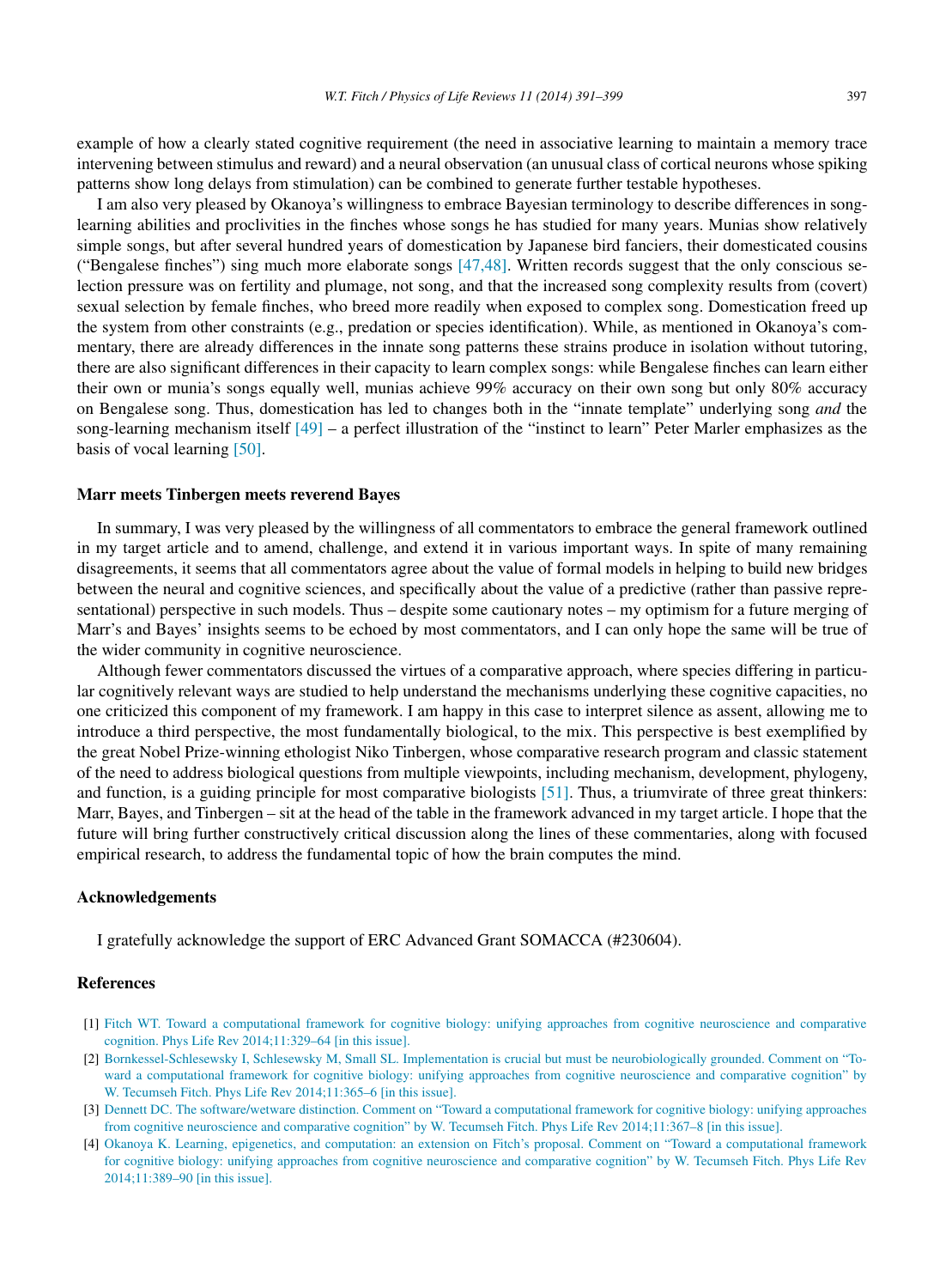example of how a clearly stated cognitive requirement (the need in associative learning to maintain a memory trace intervening between stimulus and reward) and a neural observation (an unusual class of cortical neurons whose spiking patterns show long delays from stimulation) can be combined to generate further testable hypotheses.

I am also very pleased by Okanoya's willingness to embrace Bayesian terminology to describe differences in song-learning abilities and proclivities in the finches whose songs he has studied for many years. Munias show relatively simple songs, but after several hundred years of domestication by Japanese bird fanciers, their domesticated cousins ("Bengalese finches") sing much more elaborate songs [47,48]. Written records suggest that the only conscious selection pressure was on fertility and plumage, not song, and that the increased song complexity results from (covert) sexual selection by female finches, who breed more readily when exposed to complex song. Domestication freed up the system from other constraints (e.g., predation or species identification). While, as mentioned in Okanoya's commentary, there are already differences in the innate song patterns these strains produce in isolation without tutoring, there are also significant differences in their capacity to learn complex songs: while Bengalese finches can learn either their own or munia's songs equally well, munias achieve 99% accuracy on their own song but only 80% accuracy on Bengalese song. Thus, domestication has led to changes both in the "innate template" underlying song *and* the song-learning mechanism itself [49] – a perfect illustration of the "instinct to learn" Peter Marler emphasizes as the basis of vocal learning [50].

## Marr meets Tinbergen meets reverend Bayes

In summary, I was very pleased by the willingness of all commentators to embrace the general framework outlined in my target article and to amend, challenge, and extend it in various important ways. In spite of many remaining disagreements, it seems that all commentators agree about the value of formal models in helping to build new bridges between the neural and cognitive sciences, and specifically about the value of a predictive (rather than passive representational) perspective in such models. Thus – despite some cautionary notes – my optimism for a future merging of Marr's and Bayes' insights seems to be echoed by most commentators, and I can only hope the same will be true of the wider community in cognitive neuroscience.

Although fewer commentators discussed the virtues of a comparative approach, where species differing in particular cognitively relevant ways are studied to help understand the mechanisms underlying these cognitive capacities, no one criticized this component of my framework. I am happy in this case to interpret silence as assent, allowing me to introduce a third perspective, the most fundamentally biological, to the mix. This perspective is best exemplified by the great Nobel Prize-winning ethologist Niko Tinbergen, whose comparative research program and classic statement of the need to address biological questions from multiple viewpoints, including mechanism, development, phylogeny, and function, is a guiding principle for most comparative biologists [51]. Thus, a triumvirate of three great thinkers: Marr, Bayes, and Tinbergen – sit at the head of the table in the framework advanced in my target article. I hope that the future will bring further constructively critical discussion along the lines of these commentaries, along with focused empirical research, to address the fundamental topic of how the brain computes the mind.

## Acknowledgements

I gratefully acknowledge the support of ERC Advanced Grant SOMACCA (#230604).

## References

[1] Fitch WT. Toward a computational framework for cognitive biology: unifying approaches from cognitive neuroscience and comparative cognition. Phys Life Rev 2014;11:329–64 [in this issue].

[2] Bornkessel-Schlesewsky I, Schlesewsky M, Small SL. Implementation is crucial but must be neurobiologically grounded. Comment on "Toward a computational framework for cognitive biology: unifying approaches from cognitive neuroscience and comparative cognition" by W. Tecumseh Fitch. Phys Life Rev 2014;11:365–6 [in this issue].

[3] Dennett DC. The software/wetware distinction. Comment on "Toward a computational framework for cognitive biology: unifying approaches from cognitive neuroscience and comparative cognition" by W. Tecumseh Fitch. Phys Life Rev 2014;11:367–8 [in this issue].

[4] Okanoya K. Learning, epigenetics, and computation: an extension on Fitch's proposal. Comment on "Toward a computational framework for cognitive biology: unifying approaches from cognitive neuroscience and comparative cognition" by W. Tecumseh Fitch. Phys Life Rev 2014;11:389–90 [in this issue].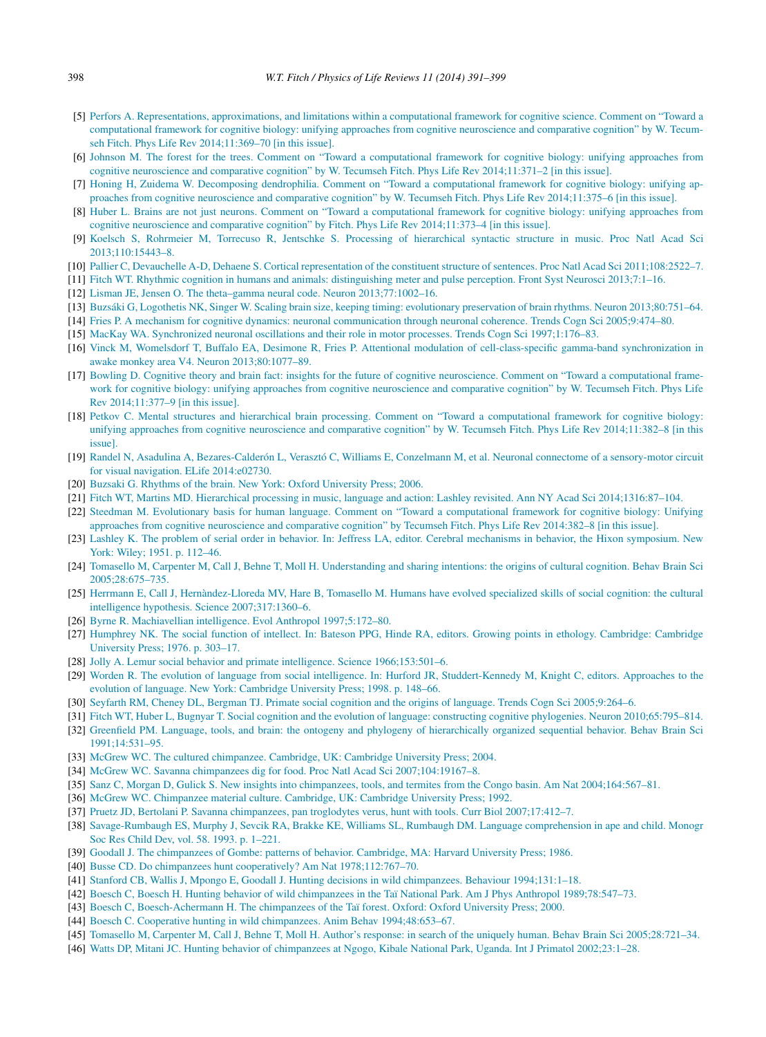[5] Perfors A. Representations, approximations, and limitations within a computational framework for cognitive science. Comment on "Toward a computational framework for cognitive biology: unifying approaches from cognitive neuroscience and comparative cognition" by W. Tecumseh Fitch. Phys Life Rev 2014;11:369–70 [in this issue].

[6] Johnson M. The forest for the trees. Comment on "Toward a computational framework for cognitive biology: unifying approaches from cognitive neuroscience and comparative cognition" by W. Tecumseh Fitch. Phys Life Rev 2014;11:371–2 [in this issue].

[7] Honing H, Zuidema W. Decomposing dendrophilia. Comment on "Toward a computational framework for cognitive biology: unifying approaches from cognitive neuroscience and comparative cognition" by W. Tecumseh Fitch. Phys Life Rev 2014;11:375–6 [in this issue].

[8] Huber L. Brains are not just neurons. Comment on "Toward a computational framework for cognitive biology: unifying approaches from cognitive neuroscience and comparative cognition" by Fitch. Phys Life Rev 2014;11:373–4 [in this issue].

[9] Koelsch S, Rohrmeier M, Torrecuso R, Jentschke S. Processing of hierarchical syntactic structure in music. Proc Natl Acad Sci 2013;110:15443–8.

[10] Pallier C, Devauchelle A-D, Dehaene S. Cortical representation of the constituent structure of sentences. Proc Natl Acad Sci 2011;108:2522–7.

[11] Fitch WT. Rhythmic cognition in humans and animals: distinguishing meter and pulse perception. Front Syst Neurosci 2013;7:1–16.

[12] Lisman JE, Jensen O. The theta–gamma neural code. Neuron 2013;77:1002–16.

[13] Buzsáki G, Logothetis NK, Singer W. Scaling brain size, keeping timing: evolutionary preservation of brain rhythms. Neuron 2013;80:751–64.

[14] Fries P. A mechanism for cognitive dynamics: neuronal communication through neuronal coherence. Trends Cogn Sci 2005;9:474–80.

[15] MacKay WA. Synchronized neuronal oscillations and their role in motor processes. Trends Cogn Sci 1997;1:176–83.

[16] Vinck M, Womelsdorf T, Buffalo EA, Desimone R, Fries P. Attentional modulation of cell-class-specific gamma-band synchronization in awake monkey area V4. Neuron 2013;80:1077–89.

[17] Bowling D. Cognitive theory and brain fact: insights for the future of cognitive neuroscience. Comment on "Toward a computational framework for cognitive biology: unifying approaches from cognitive neuroscience and comparative cognition" by W. Tecumseh Fitch. Phys Life Rev 2014;11:377–9 [in this issue].

[18] Petkov C. Mental structures and hierarchical brain processing. Comment on "Toward a computational framework for cognitive biology: unifying approaches from cognitive neuroscience and comparative cognition" by W. Tecumseh Fitch. Phys Life Rev 2014;11:382–8 [in this issue].

[19] Randel N, Asadulina A, Bezares-Calderón L, Verasztó C, Williams E, Conzelmann M, et al. Neuronal connectome of a sensory-motor circuit for visual navigation. ELife 2014:e02730.

[20] Buzsaki G. Rhythms of the brain. New York: Oxford University Press; 2006.

[21] Fitch WT, Martins MD. Hierarchical processing in music, language and action: Lashley revisited. Ann NY Acad Sci 2014;1316:87–104.

[22] Steedman M. Evolutionary basis for human language. Comment on "Toward a computational framework for cognitive biology: Unifying approaches from cognitive neuroscience and comparative cognition" by Tecumseh Fitch. Phys Life Rev 2014:382–8 [in this issue].

[23] Lashley K. The problem of serial order in behavior. In: Jeffress LA, editor. Cerebral mechanisms in behavior, the Hixon symposium. New York: Wiley; 1951. p. 112–46.

[24] Tomasello M, Carpenter M, Call J, Behne T, Moll H. Understanding and sharing intentions: the origins of cultural cognition. Behav Brain Sci 2005;28:675–735.

[25] Herrmann E, Call J, Hernàndez-Lloreda MV, Hare B, Tomasello M. Humans have evolved specialized skills of social cognition: the cultural intelligence hypothesis. Science 2007;317:1360–6.

[26] Byrne R. Machiavellian intelligence. Evol Anthropol 1997;5:172–80.

[27] Humphrey NK. The social function of intellect. In: Bateson PPG, Hinde RA, editors. Growing points in ethology. Cambridge: Cambridge University Press; 1976. p. 303–17.

[28] Jolly A. Lemur social behavior and primate intelligence. Science 1966;153:501–6.

[29] Worden R. The evolution of language from social intelligence. In: Hurford JR, Studdert-Kennedy M, Knight C, editors. Approaches to the evolution of language. New York: Cambridge University Press; 1998. p. 148–66.

[30] Seyfarth RM, Cheney DL, Bergman TJ. Primate social cognition and the origins of language. Trends Cogn Sci 2005;9:264–6.

[31] Fitch WT, Huber L, Bugnyar T. Social cognition and the evolution of language: constructing cognitive phylogenies. Neuron 2010;65:795–814.

[32] Greenfield PM. Language, tools, and brain: the ontogeny and phylogeny of hierarchically organized sequential behavior. Behav Brain Sci 1991;14:531–95.

[33] McGrew WC. The cultured chimpanzee. Cambridge, UK: Cambridge University Press; 2004.

[34] McGrew WC. Savanna chimpanzees dig for food. Proc Natl Acad Sci 2007;104:19167–8.

[35] Sanz C, Morgan D, Gulick S. New insights into chimpanzees, tools, and termites from the Congo basin. Am Nat 2004;164:567–81.

[36] McGrew WC. Chimpanzee material culture. Cambridge, UK: Cambridge University Press; 1992.

[37] Pruetz JD, Bertolani P. Savanna chimpanzees, pan troglodytes verus, hunt with tools. Curr Biol 2007;17:412–7.

[38] Savage-Rumbaugh ES, Murphy J, Sevcik RA, Brakke KE, Williams SL, Rumbaugh DM. Language comprehension in ape and child. Monogr Soc Res Child Dev, vol. 58. 1993. p. 1–221.

[39] Goodall J. The chimpanzees of Gombe: patterns of behavior. Cambridge, MA: Harvard University Press; 1986.

[40] Busse CD. Do chimpanzees hunt cooperatively? Am Nat 1978;112:767–70.

[41] Stanford CB, Wallis J, Mpongo E, Goodall J. Hunting decisions in wild chimpanzees. Behaviour 1994;131:1–18.

[42] Boesch C, Boesch H. Hunting behavior of wild chimpanzees in the Taï National Park. Am J Phys Anthropol 1989;78:547–73.

[43] Boesch C, Boesch-Achermann H. The chimpanzees of the Taï forest. Oxford: Oxford University Press; 2000.

[44] Boesch C. Cooperative hunting in wild chimpanzees. Anim Behav 1994;48:653–67.

[45] Tomasello M, Carpenter M, Call J, Behne T, Moll H. Author's response: in search of the uniquely human. Behav Brain Sci 2005;28:721–34.

[46] Watts DP, Mitani JC. Hunting behavior of chimpanzees at Ngogo, Kibale National Park, Uganda. Int J Primatol 2002;23:1–28.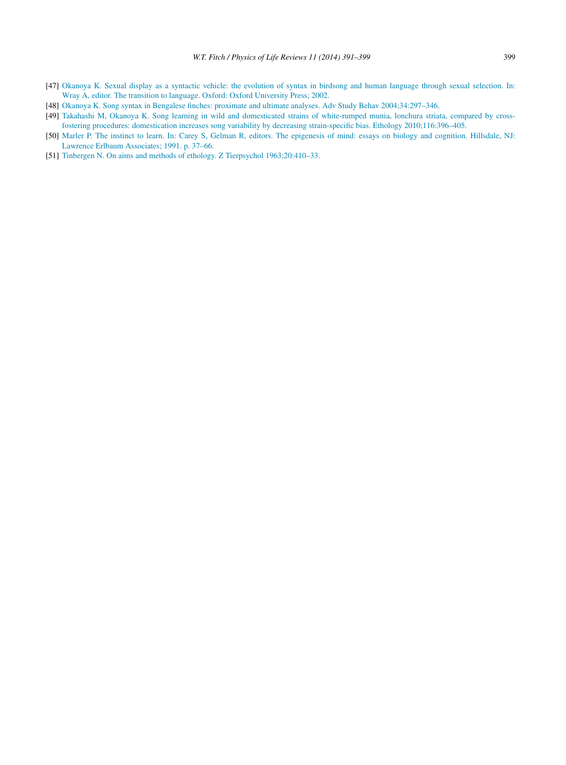[47] Okanoya K. Sexual display as a syntactic vehicle: the evolution of syntax in birdsong and human language through sexual selection. In: Wray A, editor. The transition to language. Oxford: Oxford University Press; 2002.

[48] Okanoya K. Song syntax in Bengalese finches: proximate and ultimate analyses. Adv Study Behav 2004;34:297–346.

[49] Takahashi M, Okanoya K. Song learning in wild and domesticated strains of white-rumped munia, lonchura striata, compared by cross-fostering procedures: domestication increases song variability by decreasing strain-specific bias. Ethology 2010;116:396–405.

[50] Marler P. The instinct to learn. In: Carey S, Gelman R, editors. The epigenesis of mind: essays on biology and cognition. Hillsdale, NJ: Lawrence Erlbaum Associates; 1991. p. 37–66.

[51] Tinbergen N. On aims and methods of ethology. Z Tierpsychol 1963;20:410–33.